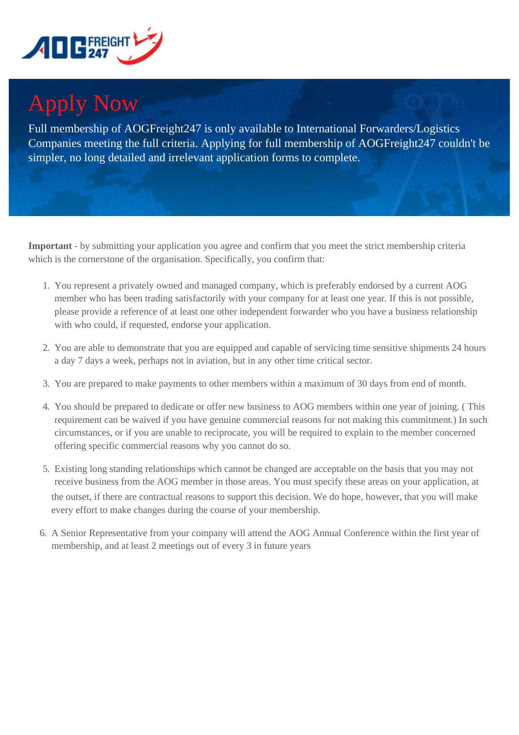# Apply Now

Full membership of AOGFreight247 is only available to International Forwarders/Logistics Companies meeting the full criteria. Applying for full membership of AOGFreight247 couldn't be simpler, no long detailed and irrelevant application forms to complete.

**Important** - by submitting your application you agree and confirm that you meet the strict membership criteria which is the cornerstone of the organisation. Specifically, you confirm that:

1. You represent a privately owned and managed company, which is preferably endorsed by a current AOG member who has been trading satisfactorily with your company for at least one year. If this is not possible, please provide a reference of at least one other independent forwarder who you have a business relationship with who could, if requested, endorse your application.
2. You are able to demonstrate that you are equipped and capable of servicing time sensitive shipments 24 hours a day 7 days a week, perhaps not in aviation, but in any other time critical sector.
3. You are prepared to make payments to other members within a maximum of 30 days from end of month.
4. You should be prepared to dedicate or offer new business to AOG members within one year of joining. ( This requirement can be waived if you have genuine commercial reasons for not making this commitment.) In such circumstances, or if you are unable to reciprocate, you will be required to explain to the member concerned offering specific commercial reasons why you cannot do so.
5. Existing long standing relationships which cannot be changed are acceptable on the basis that you may not receive business from the AOG member in those areas. You must specify these areas on your application, at the outset, if there are contractual reasons to support this decision. We do hope, however, that you will make every effort to make changes during the course of your membership.
6. A Senior Representative from your company will attend the AOG Annual Conference within the first year of membership, and at least 2 meetings out of every 3 in future years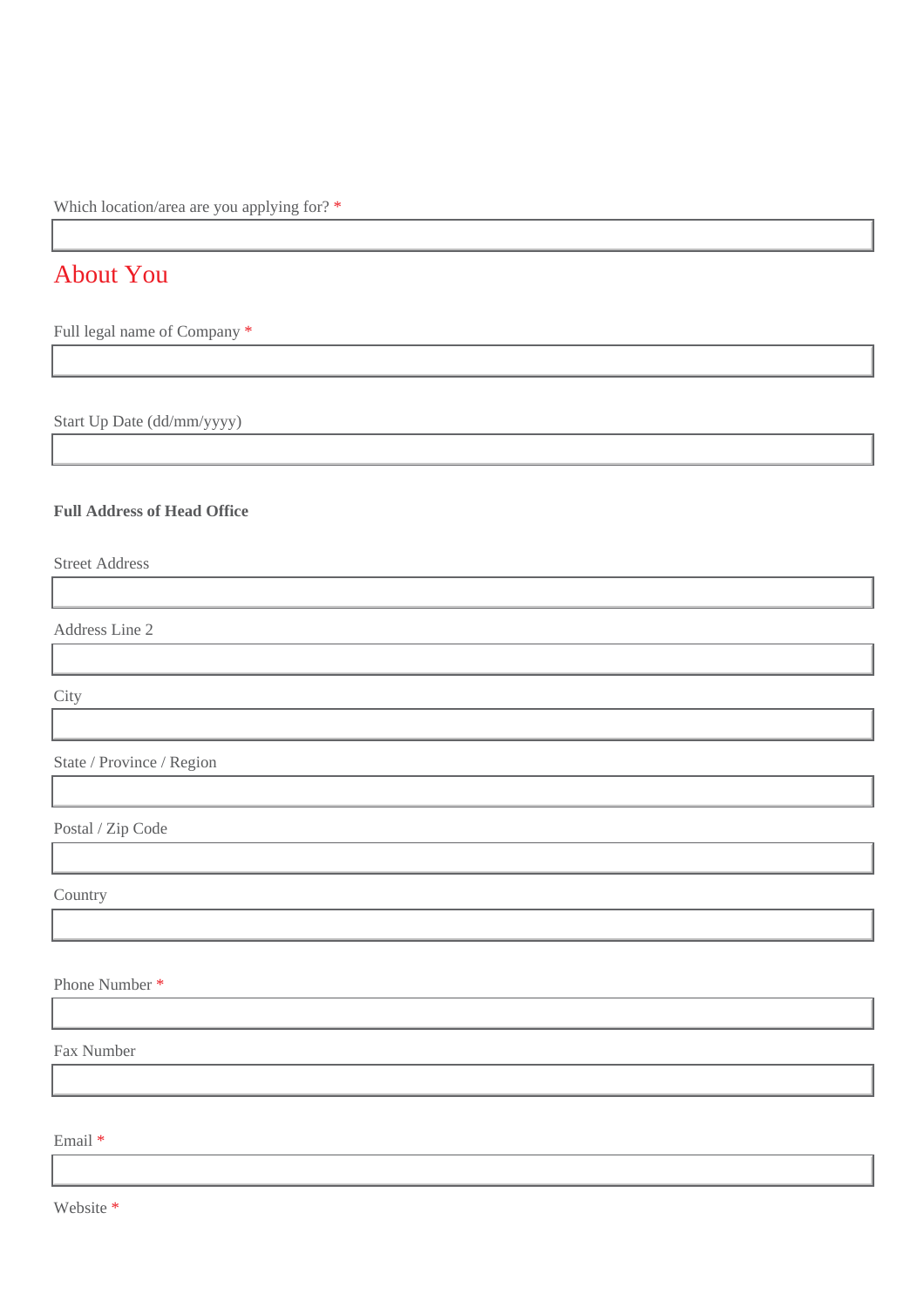Which location/area are you applying for? *

## About You

Full legal name of Company *

Start Up Date (dd/mm/yyyy)

**Full Address of Head Office**

Street Address

Address Line 2

City

State / Province / Region

Postal / Zip Code

Country

Phone Number *

Fax Number

Email *

Website *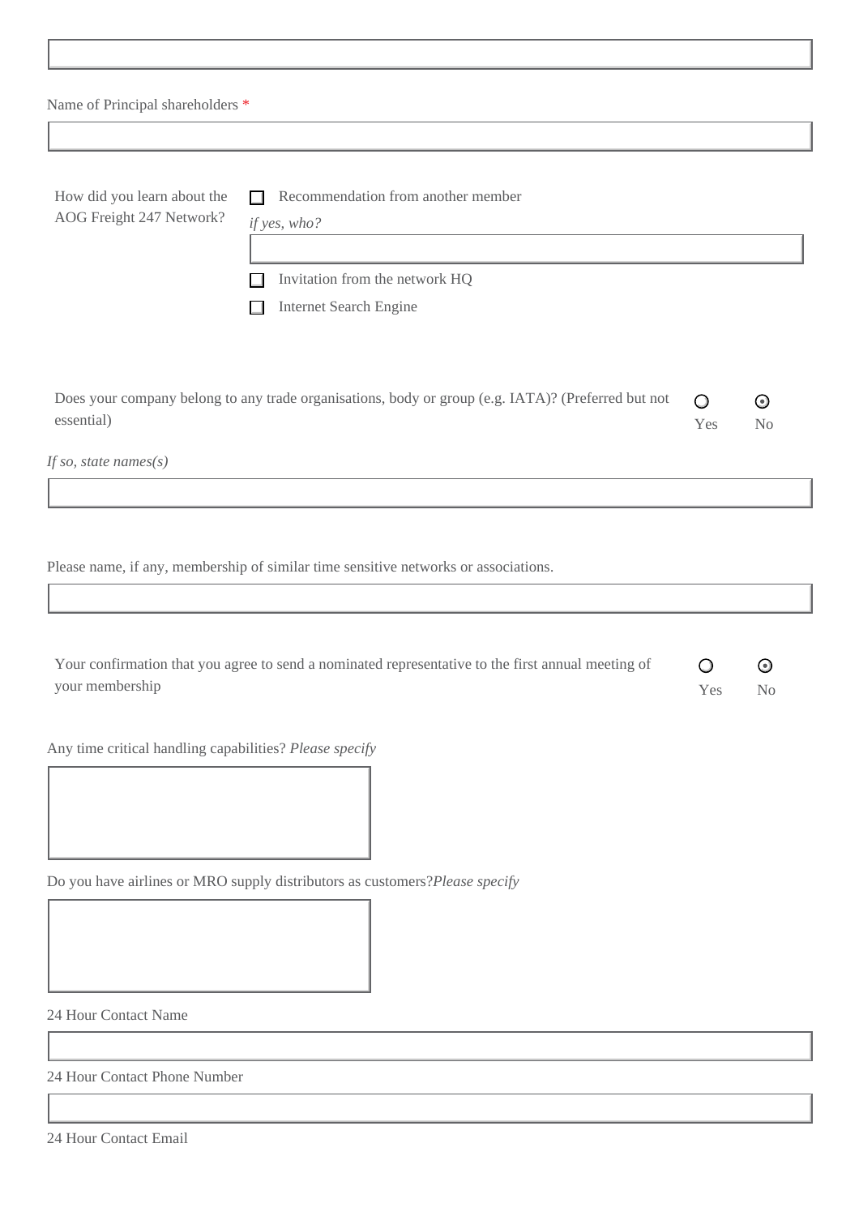Name of Principal shareholders *

How did you learn about the AOG Freight 247 Network?

- ☐ Recommendation from another member

  *if yes, who?*

- ☐ Invitation from the network HQ
- ☐ Internet Search Engine

Does your company belong to any trade organisations, body or group (e.g. IATA)? (Preferred but not essential)

○ Yes ⦿ No

*If so, state names(s)*

Please name, if any, membership of similar time sensitive networks or associations.

Your confirmation that you agree to send a nominated representative to the first annual meeting of your membership

○ Yes ⦿ No

Any time critical handling capabilities? *Please specify*

Do you have airlines or MRO supply distributors as customers?*Please specify*

24 Hour Contact Name

24 Hour Contact Phone Number

24 Hour Contact Email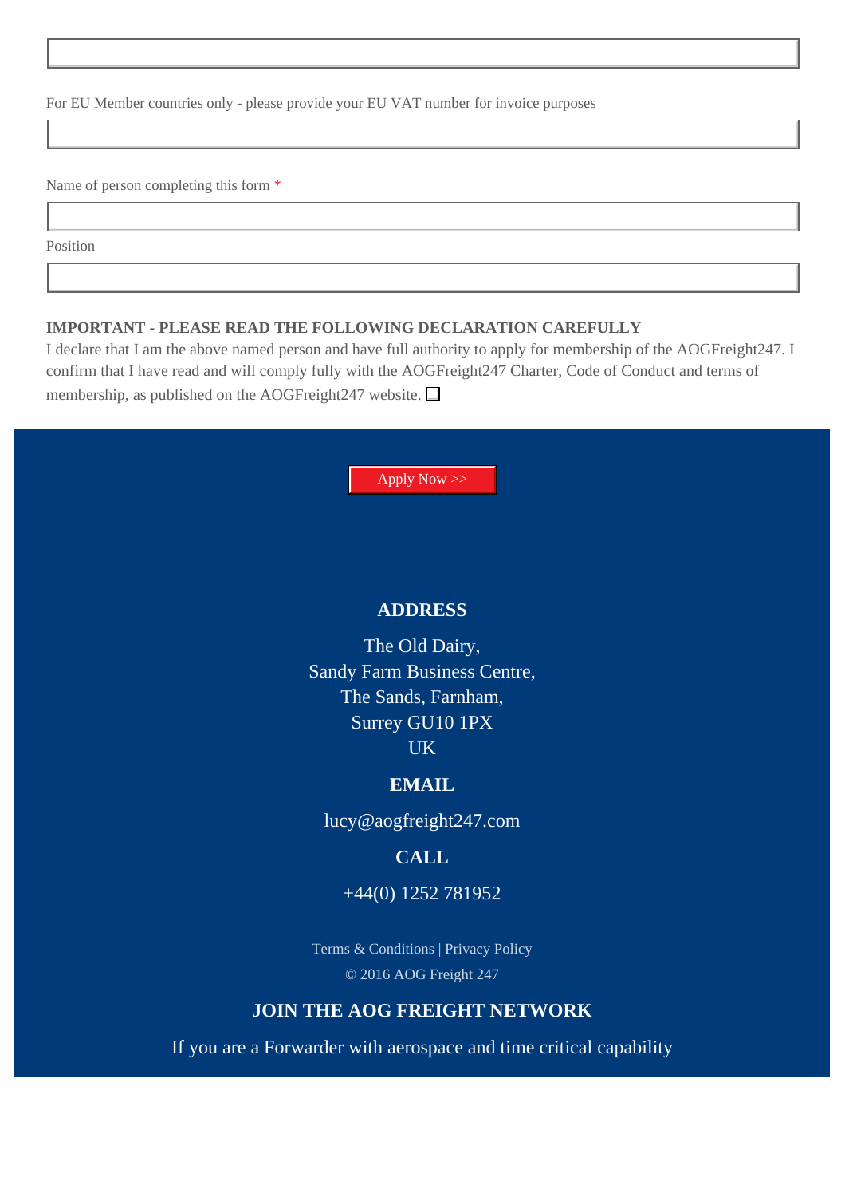For EU Member countries only - please provide your EU VAT number for invoice purposes

Name of person completing this form *

Position

**IMPORTANT - PLEASE READ THE FOLLOWING DECLARATION CAREFULLY**

I declare that I am the above named person and have full authority to apply for membership of the AOGFreight247. I confirm that I have read and will comply fully with the AOGFreight247 Charter, Code of Conduct and terms of membership, as published on the AOGFreight247 website. ☐

Apply Now >>

## ADDRESS

The Old Dairy,
Sandy Farm Business Centre,
The Sands, Farnham,
Surrey GU10 1PX
UK

## EMAIL

lucy@aogfreight247.com

## CALL

+44(0) 1252 781952

Terms & Conditions | Privacy Policy

© 2016 AOG Freight 247

## JOIN THE AOG FREIGHT NETWORK

If you are a Forwarder with aerospace and time critical capability